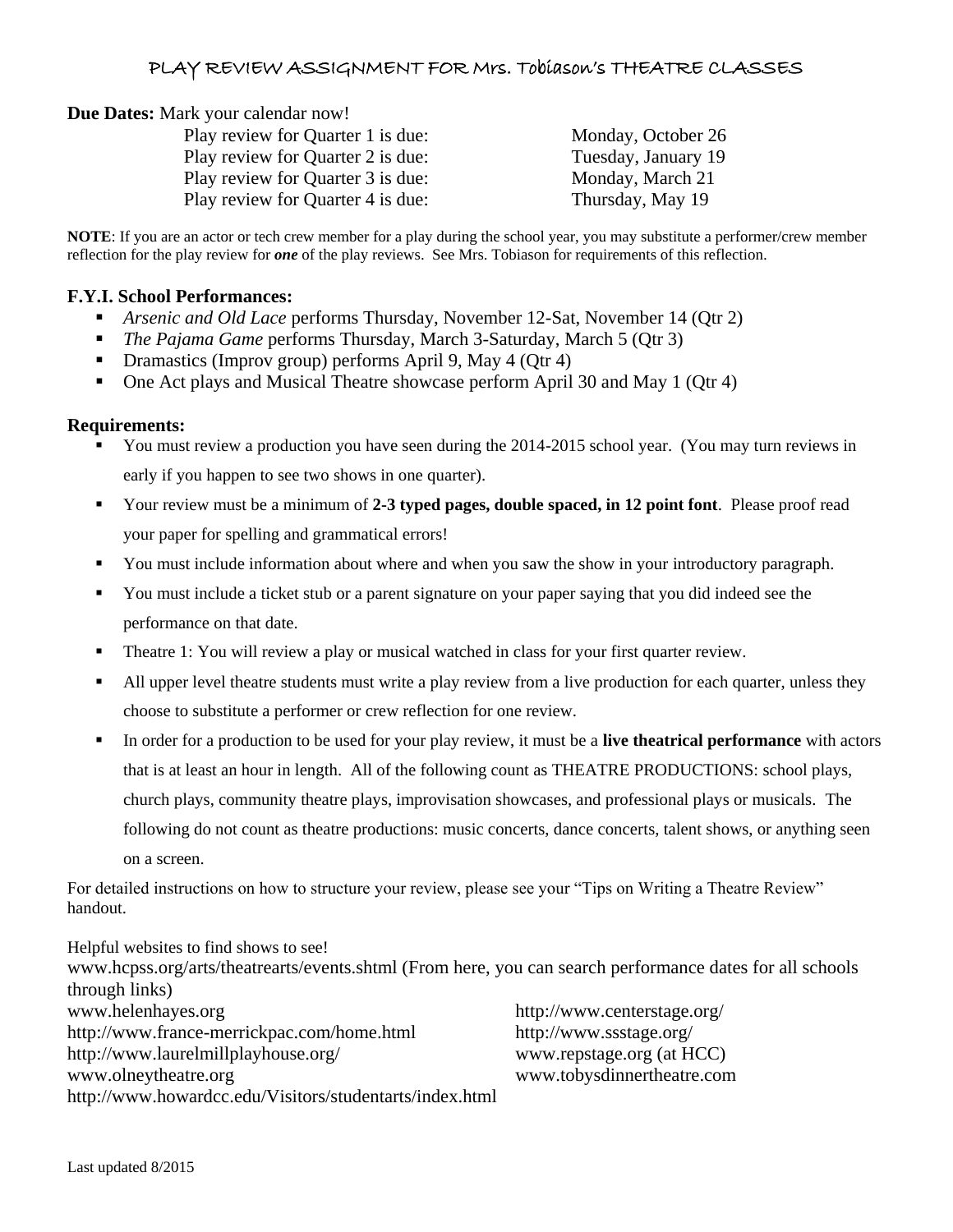# PLAY REVIEW ASSIGNMENT FOR Mrs. Tobiason's THEATRE CLASSES

**Due Dates:** Mark your calendar now!

| | |
|---|---|
| Play review for Quarter 1 is due: | Monday, October 26 |
| Play review for Quarter 2 is due: | Tuesday, January 19 |
| Play review for Quarter 3 is due: | Monday, March 21 |
| Play review for Quarter 4 is due: | Thursday, May 19 |

**NOTE**: If you are an actor or tech crew member for a play during the school year, you may substitute a performer/crew member reflection for the play review for ***one*** of the play reviews. See Mrs. Tobiason for requirements of this reflection.

## F.Y.I. School Performances:

- *Arsenic and Old Lace* performs Thursday, November 12-Sat, November 14 (Qtr 2)
- *The Pajama Game* performs Thursday, March 3-Saturday, March 5 (Qtr 3)
- Dramastics (Improv group) performs April 9, May 4 (Qtr 4)
- One Act plays and Musical Theatre showcase perform April 30 and May 1 (Qtr 4)

## Requirements:

- You must review a production you have seen during the 2014-2015 school year. (You may turn reviews in early if you happen to see two shows in one quarter).
- Your review must be a minimum of **2-3 typed pages, double spaced, in 12 point font**. Please proof read your paper for spelling and grammatical errors!
- You must include information about where and when you saw the show in your introductory paragraph.
- You must include a ticket stub or a parent signature on your paper saying that you did indeed see the performance on that date.
- Theatre 1: You will review a play or musical watched in class for your first quarter review.
- All upper level theatre students must write a play review from a live production for each quarter, unless they choose to substitute a performer or crew reflection for one review.
- In order for a production to be used for your play review, it must be a **live theatrical performance** with actors that is at least an hour in length. All of the following count as THEATRE PRODUCTIONS: school plays, church plays, community theatre plays, improvisation showcases, and professional plays or musicals. The following do not count as theatre productions: music concerts, dance concerts, talent shows, or anything seen on a screen.

For detailed instructions on how to structure your review, please see your "Tips on Writing a Theatre Review" handout.

Helpful websites to find shows to see!

www.hcpss.org/arts/theatrearts/events.shtml (From here, you can search performance dates for all schools through links)

www.helenhayes.org

http://www.france-merrickpac.com/home.html

http://www.laurelmillplayhouse.org/

www.olneytheatre.org

http://www.howardcc.edu/Visitors/studentarts/index.html

http://www.centerstage.org/

http://www.ssstage.org/

www.repstage.org (at HCC)

www.tobysdinnertheatre.com

Last updated 8/2015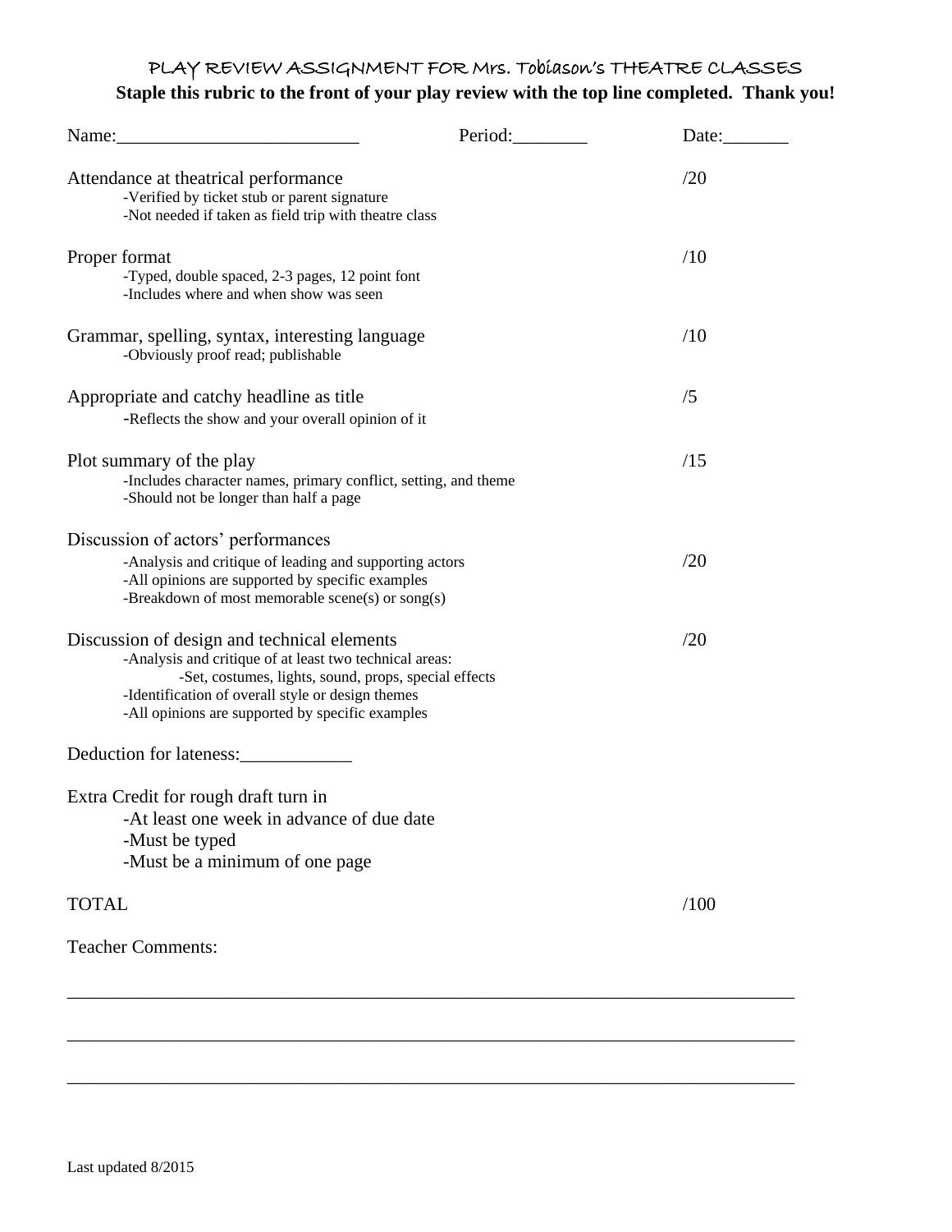# PLAY REVIEW ASSIGNMENT FOR Mrs. Tobiason's THEATRE CLASSES

**Staple this rubric to the front of your play review with the top line completed. Thank you!**

Name:_________________________ Period:________ Date:_______

| | |
|---|---|
| Attendance at theatrical performance<br>-Verified by ticket stub or parent signature<br>-Not needed if taken as field trip with theatre class | /20 |
| Proper format<br>-Typed, double spaced, 2-3 pages, 12 point font<br>-Includes where and when show was seen | /10 |
| Grammar, spelling, syntax, interesting language<br>-Obviously proof read; publishable | /10 |
| Appropriate and catchy headline as title<br>-Reflects the show and your overall opinion of it | /5 |
| Plot summary of the play<br>-Includes character names, primary conflict, setting, and theme<br>-Should not be longer than half a page | /15 |
| Discussion of actors' performances<br>-Analysis and critique of leading and supporting actors<br>-All opinions are supported by specific examples<br>-Breakdown of most memorable scene(s) or song(s) | /20 |
| Discussion of design and technical elements<br>-Analysis and critique of at least two technical areas:<br>-Set, costumes, lights, sound, props, special effects<br>-Identification of overall style or design themes<br>-All opinions are supported by specific examples | /20 |

Deduction for lateness:____________

Extra Credit for rough draft turn in
- -At least one week in advance of due date
- -Must be typed
- -Must be a minimum of one page

TOTAL /100

Teacher Comments:

_______________________________________________________________________________

_______________________________________________________________________________

_______________________________________________________________________________

Last updated 8/2015